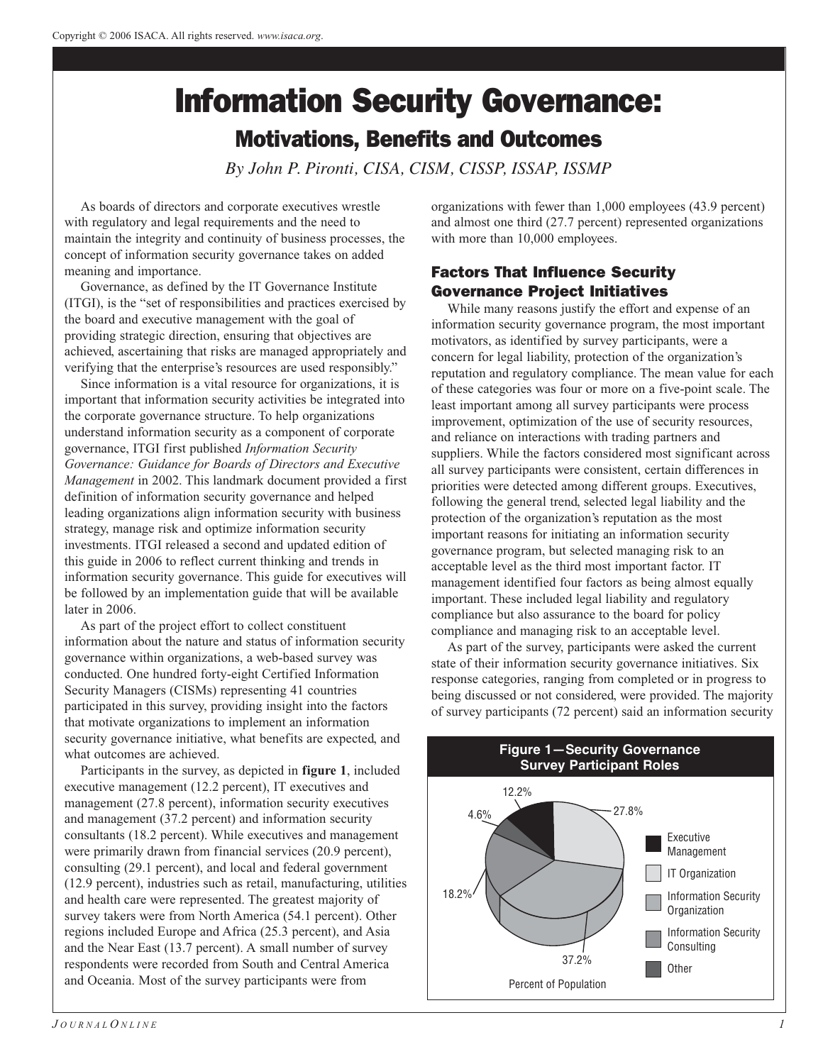Copyright © 2006 ISACA. All rights reserved. *www.isaca.org*.

# Information Security Governance:

## Motivations, Benefits and Outcomes

*By John P. Pironti, CISA, CISM, CISSP, ISSAP, ISSMP*

As boards of directors and corporate executives wrestle with regulatory and legal requirements and the need to maintain the integrity and continuity of business processes, the concept of information security governance takes on added meaning and importance.

Governance, as defined by the IT Governance Institute (ITGI), is the "set of responsibilities and practices exercised by the board and executive management with the goal of providing strategic direction, ensuring that objectives are achieved, ascertaining that risks are managed appropriately and verifying that the enterprise's resources are used responsibly."

Since information is a vital resource for organizations, it is important that information security activities be integrated into the corporate governance structure. To help organizations understand information security as a component of corporate governance, ITGI first published *Information Security Governance: Guidance for Boards of Directors and Executive Management* in 2002. This landmark document provided a first definition of information security governance and helped leading organizations align information security with business strategy, manage risk and optimize information security investments. ITGI released a second and updated edition of this guide in 2006 to reflect current thinking and trends in information security governance. This guide for executives will be followed by an implementation guide that will be available later in 2006.

As part of the project effort to collect constituent information about the nature and status of information security governance within organizations, a web-based survey was conducted. One hundred forty-eight Certified Information Security Managers (CISMs) representing 41 countries participated in this survey, providing insight into the factors that motivate organizations to implement an information security governance initiative, what benefits are expected, and what outcomes are achieved.

Participants in the survey, as depicted in **figure 1**, included executive management (12.2 percent), IT executives and management (27.8 percent), information security executives and management (37.2 percent) and information security consultants (18.2 percent). While executives and management were primarily drawn from financial services (20.9 percent), consulting (29.1 percent), and local and federal government (12.9 percent), industries such as retail, manufacturing, utilities and health care were represented. The greatest majority of survey takers were from North America (54.1 percent). Other regions included Europe and Africa (25.3 percent), and Asia and the Near East (13.7 percent). A small number of survey respondents were recorded from South and Central America and Oceania. Most of the survey participants were from organizations with fewer than 1,000 employees (43.9 percent) and almost one third (27.7 percent) represented organizations with more than 10,000 employees.

### Factors That Influence Security Governance Project Initiatives

While many reasons justify the effort and expense of an information security governance program, the most important motivators, as identified by survey participants, were a concern for legal liability, protection of the organization's reputation and regulatory compliance. The mean value for each of these categories was four or more on a five-point scale. The least important among all survey participants were process improvement, optimization of the use of security resources, and reliance on interactions with trading partners and suppliers. While the factors considered most significant across all survey participants were consistent, certain differences in priorities were detected among different groups. Executives, following the general trend, selected legal liability and the protection of the organization's reputation as the most important reasons for initiating an information security governance program, but selected managing risk to an acceptable level as the third most important factor. IT management identified four factors as being almost equally important. These included legal liability and regulatory compliance but also assurance to the board for policy compliance and managing risk to an acceptable level.

As part of the survey, participants were asked the current state of their information security governance initiatives. Six response categories, ranging from completed or in progress to being discussed or not considered, were provided. The majority of survey participants (72 percent) said an information security

**Figure 1—Security Governance Survey Participant Roles**

| Role | Percent of Population |
|---|---|
| Executive Management | 12.2% |
| IT Organization | 27.8% |
| Information Security Organization | 37.2% |
| Information Security Consulting | 18.2% |
| Other | 4.6% |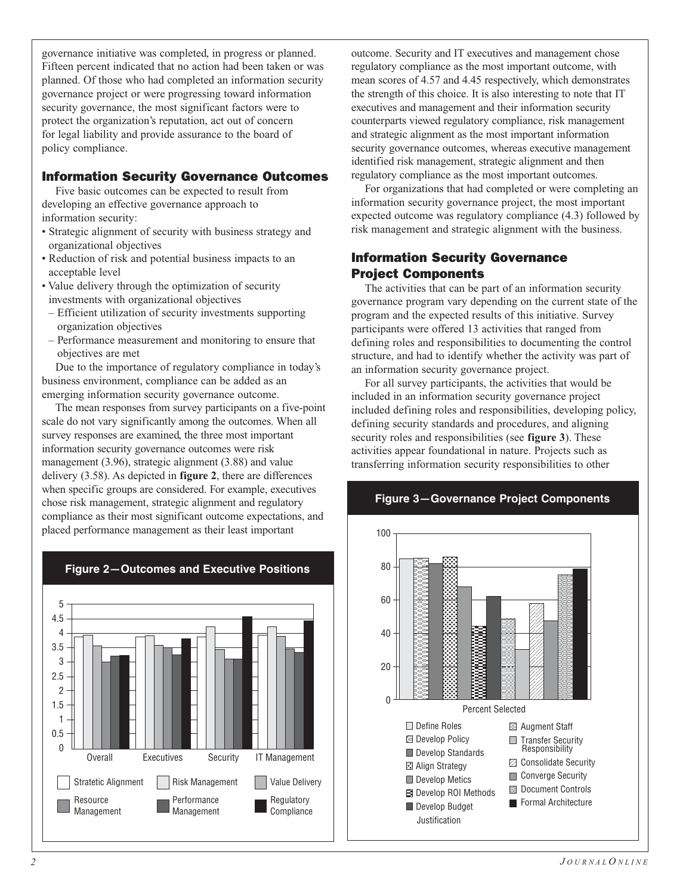governance initiative was completed, in progress or planned. Fifteen percent indicated that no action had been taken or was planned. Of those who had completed an information security governance project or were progressing toward information security governance, the most significant factors were to protect the organization's reputation, act out of concern for legal liability and provide assurance to the board of policy compliance.

## Information Security Governance Outcomes

Five basic outcomes can be expected to result from developing an effective governance approach to information security:

- Strategic alignment of security with business strategy and organizational objectives
- Reduction of risk and potential business impacts to an acceptable level
- Value delivery through the optimization of security investments with organizational objectives
  - Efficient utilization of security investments supporting organization objectives
  - Performance measurement and monitoring to ensure that objectives are met

Due to the importance of regulatory compliance in today's business environment, compliance can be added as an emerging information security governance outcome.

The mean responses from survey participants on a five-point scale do not vary significantly among the outcomes. When all survey responses are examined, the three most important information security governance outcomes were risk management (3.96), strategic alignment (3.88) and value delivery (3.58). As depicted in **figure 2**, there are differences when specific groups are considered. For example, executives chose risk management, strategic alignment and regulatory compliance as their most significant outcome expectations, and placed performance management as their least important outcome. Security and IT executives and management chose regulatory compliance as the most important outcome, with mean scores of 4.57 and 4.45 respectively, which demonstrates the strength of this choice. It is also interesting to note that IT executives and management and their information security counterparts viewed regulatory compliance, risk management and strategic alignment as the most important information security governance outcomes, whereas executive management identified risk management, strategic alignment and then regulatory compliance as the most important outcomes.

For organizations that had completed or were completing an information security governance project, the most important expected outcome was regulatory compliance (4.3) followed by risk management and strategic alignment with the business.

**Figure 2—Outcomes and Executive Positions**

## Information Security Governance Project Components

The activities that can be part of an information security governance program vary depending on the current state of the program and the expected results of this initiative. Survey participants were offered 13 activities that ranged from defining roles and responsibilities to documenting the control structure, and had to identify whether the activity was part of an information security governance project.

For all survey participants, the activities that would be included in an information security governance project included defining roles and responsibilities, developing policy, defining security standards and procedures, and aligning security roles and responsibilities (see **figure 3**). These activities appear foundational in nature. Projects such as transferring information security responsibilities to other

**Figure 3—Governance Project Components**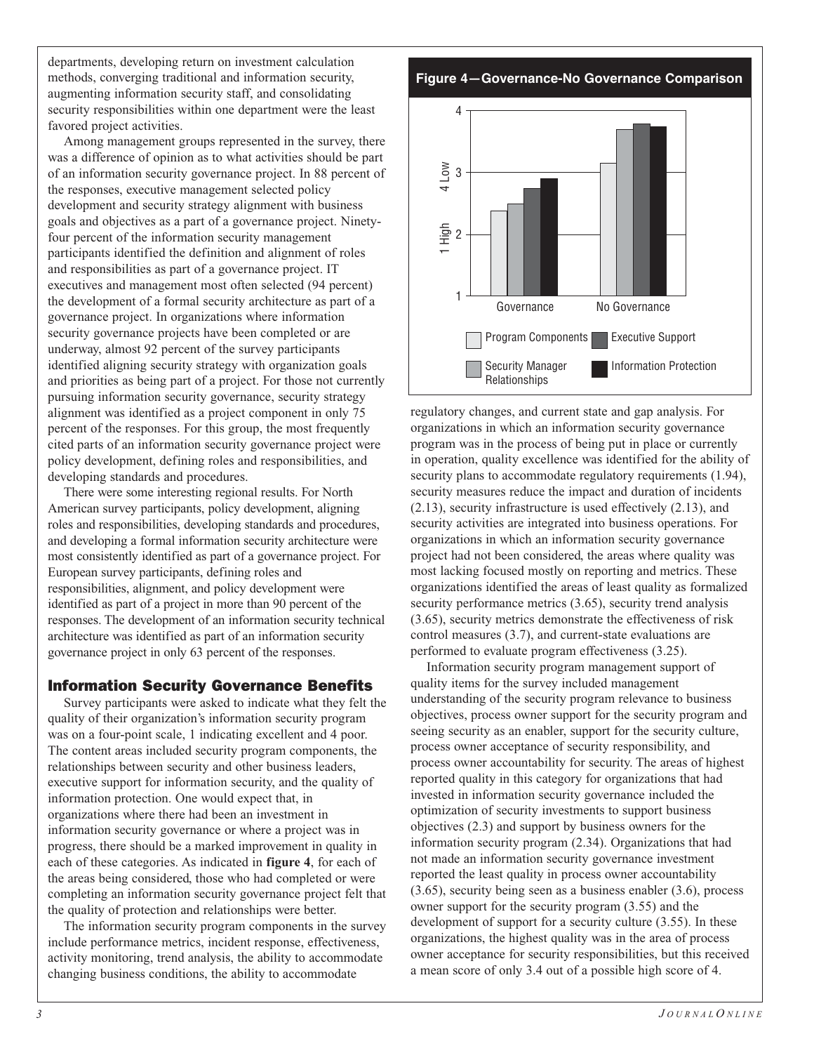departments, developing return on investment calculation methods, converging traditional and information security, augmenting information security staff, and consolidating security responsibilities within one department were the least favored project activities.

Among management groups represented in the survey, there was a difference of opinion as to what activities should be part of an information security governance project. In 88 percent of the responses, executive management selected policy development and security strategy alignment with business goals and objectives as a part of a governance project. Ninety-four percent of the information security management participants identified the definition and alignment of roles and responsibilities as part of a governance project. IT executives and management most often selected (94 percent) the development of a formal security architecture as part of a governance project. In organizations where information security governance projects have been completed or are underway, almost 92 percent of the survey participants identified aligning security strategy with organization goals and priorities as being part of a project. For those not currently pursuing information security governance, security strategy alignment was identified as a project component in only 75 percent of the responses. For this group, the most frequently cited parts of an information security governance project were policy development, defining roles and responsibilities, and developing standards and procedures.

There were some interesting regional results. For North American survey participants, policy development, aligning roles and responsibilities, developing standards and procedures, and developing a formal information security architecture were most consistently identified as part of a governance project. For European survey participants, defining roles and responsibilities, alignment, and policy development were identified as part of a project in more than 90 percent of the responses. The development of an information security technical architecture was identified as part of an information security governance project in only 63 percent of the responses.

## Information Security Governance Benefits

Survey participants were asked to indicate what they felt the quality of their organization's information security program was on a four-point scale, 1 indicating excellent and 4 poor. The content areas included security program components, the relationships between security and other business leaders, executive support for information security, and the quality of information protection. One would expect that, in organizations where there had been an investment in information security governance or where a project was in progress, there should be a marked improvement in quality in each of these categories. As indicated in **figure 4**, for each of the areas being considered, those who had completed or were completing an information security governance project felt that the quality of protection and relationships were better.

**Figure 4—Governance-No Governance Comparison**

The information security program components in the survey include performance metrics, incident response, effectiveness, activity monitoring, trend analysis, the ability to accommodate changing business conditions, the ability to accommodate regulatory changes, and current state and gap analysis. For organizations in which an information security governance program was in the process of being put in place or currently in operation, quality excellence was identified for the ability of security plans to accommodate regulatory requirements (1.94), security measures reduce the impact and duration of incidents (2.13), security infrastructure is used effectively (2.13), and security activities are integrated into business operations. For organizations in which an information security governance project had not been considered, the areas where quality was most lacking focused mostly on reporting and metrics. These organizations identified the areas of least quality as formalized security performance metrics (3.65), security trend analysis (3.65), security metrics demonstrate the effectiveness of risk control measures (3.7), and current-state evaluations are performed to evaluate program effectiveness (3.25).

Information security program management support of quality items for the survey included management understanding of the security program relevance to business objectives, process owner support for the security program and seeing security as an enabler, support for the security culture, process owner acceptance of security responsibility, and process owner accountability for security. The areas of highest reported quality in this category for organizations that had invested in information security governance included the optimization of security investments to support business objectives (2.3) and support by business owners for the information security program (2.34). Organizations that had not made an information security governance investment reported the least quality in process owner accountability (3.65), security being seen as a business enabler (3.6), process owner support for the security program (3.55) and the development of support for a security culture (3.55). In these organizations, the highest quality was in the area of process owner acceptance for security responsibilities, but this received a mean score of only 3.4 out of a possible high score of 4.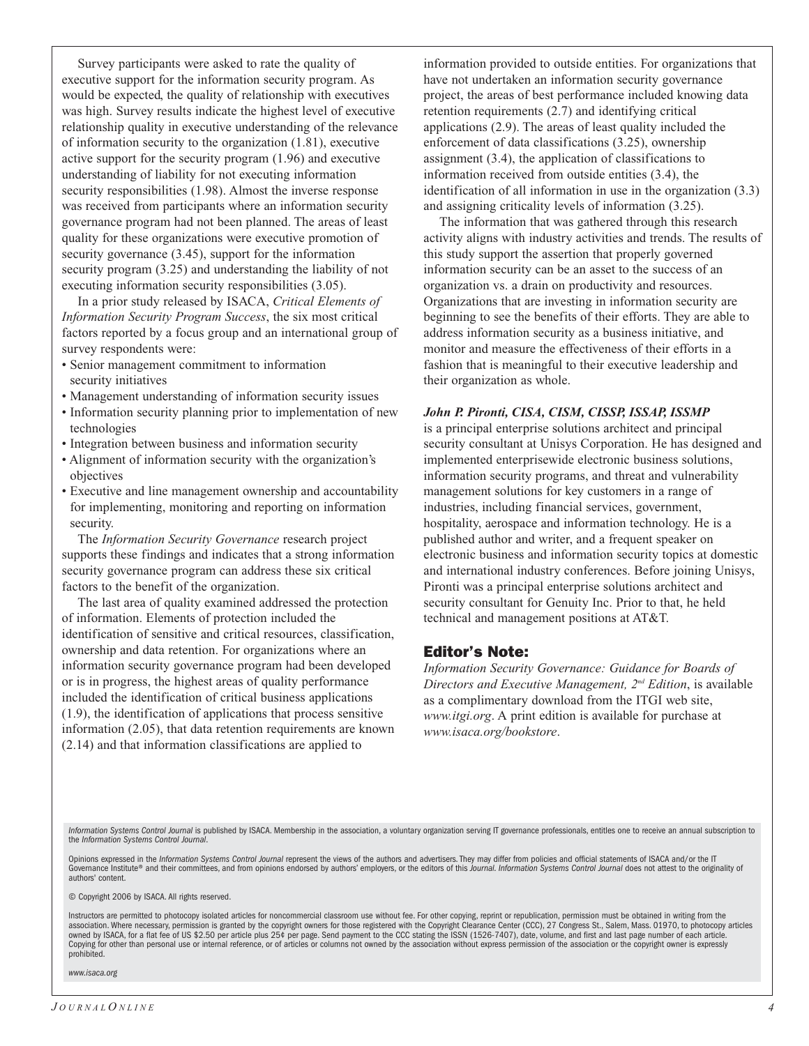Survey participants were asked to rate the quality of executive support for the information security program. As would be expected, the quality of relationship with executives was high. Survey results indicate the highest level of executive relationship quality in executive understanding of the relevance of information security to the organization (1.81), executive active support for the security program (1.96) and executive understanding of liability for not executing information security responsibilities (1.98). Almost the inverse response was received from participants where an information security governance program had not been planned. The areas of least quality for these organizations were executive promotion of security governance (3.45), support for the information security program (3.25) and understanding the liability of not executing information security responsibilities (3.05).

In a prior study released by ISACA, *Critical Elements of Information Security Program Success*, the six most critical factors reported by a focus group and an international group of survey respondents were:

- Senior management commitment to information security initiatives
- Management understanding of information security issues
- Information security planning prior to implementation of new technologies
- Integration between business and information security
- Alignment of information security with the organization's objectives
- Executive and line management ownership and accountability for implementing, monitoring and reporting on information security.

The *Information Security Governance* research project supports these findings and indicates that a strong information security governance program can address these six critical factors to the benefit of the organization.

The last area of quality examined addressed the protection of information. Elements of protection included the identification of sensitive and critical resources, classification, ownership and data retention. For organizations where an information security governance program had been developed or is in progress, the highest areas of quality performance included the identification of critical business applications (1.9), the identification of applications that process sensitive information (2.05), that data retention requirements are known (2.14) and that information classifications are applied to information provided to outside entities. For organizations that have not undertaken an information security governance project, the areas of best performance included knowing data retention requirements (2.7) and identifying critical applications (2.9). The areas of least quality included the enforcement of data classifications (3.25), ownership assignment (3.4), the application of classifications to information received from outside entities (3.4), the identification of all information in use in the organization (3.3) and assigning criticality levels of information (3.25).

The information that was gathered through this research activity aligns with industry activities and trends. The results of this study support the assertion that properly governed information security can be an asset to the success of an organization vs. a drain on productivity and resources. Organizations that are investing in information security are beginning to see the benefits of their efforts. They are able to address information security as a business initiative, and monitor and measure the effectiveness of their efforts in a fashion that is meaningful to their executive leadership and their organization as whole.

***John P. Pironti, CISA, CISM, CISSP, ISSAP, ISSMP***
is a principal enterprise solutions architect and principal security consultant at Unisys Corporation. He has designed and implemented enterprisewide electronic business solutions, information security programs, and threat and vulnerability management solutions for key customers in a range of industries, including financial services, government, hospitality, aerospace and information technology. He is a published author and writer, and a frequent speaker on electronic business and information security topics at domestic and international industry conferences. Before joining Unisys, Pironti was a principal enterprise solutions architect and security consultant for Genuity Inc. Prior to that, he held technical and management positions at AT&T.

## Editor's Note:

*Information Security Governance: Guidance for Boards of Directors and Executive Management, 2nd Edition*, is available as a complimentary download from the ITGI web site, *www.itgi.org*. A print edition is available for purchase at *www.isaca.org/bookstore*.

*Information Systems Control Journal* is published by ISACA. Membership in the association, a voluntary organization serving IT governance professionals, entitles one to receive an annual subscription to the *Information Systems Control Journal*.

Opinions expressed in the *Information Systems Control Journal* represent the views of the authors and advertisers. They may differ from policies and official statements of ISACA and/or the IT Governance Institute® and their committees, and from opinions endorsed by authors' employers, or the editors of this *Journal. Information Systems Control Journal* does not attest to the originality of authors' content.

© Copyright 2006 by ISACA. All rights reserved.

Instructors are permitted to photocopy isolated articles for noncommercial classroom use without fee. For other copying, reprint or republication, permission must be obtained in writing from the association. Where necessary, permission is granted by the copyright owners for those registered with the Copyright Clearance Center (CCC), 27 Congress St., Salem, Mass. 01970, to photocopy articles owned by ISACA, for a flat fee of US $2.50 per article plus 25¢ per page. Send payment to the CCC stating the ISSN (1526-7407), date, volume, and first and last page number of each article. Copying for other than personal use or internal reference, or of articles or columns not owned by the association without express permission of the association or the copyright owner is expressly prohibited.

*www.isaca.org*